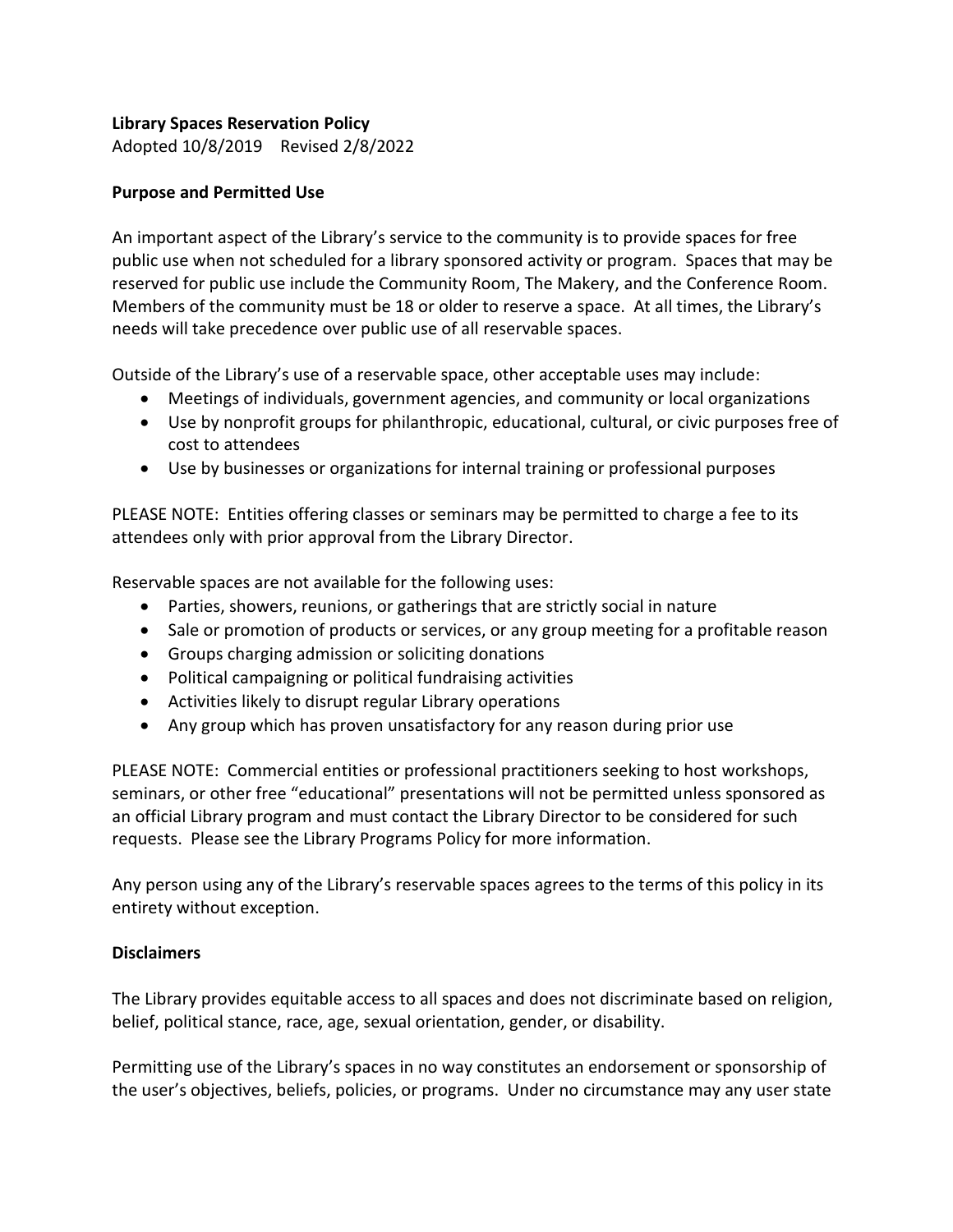**Library Spaces Reservation Policy**

Adopted 10/8/2019    Revised 2/8/2022

**Purpose and Permitted Use**

An important aspect of the Library's service to the community is to provide spaces for free public use when not scheduled for a library sponsored activity or program. Spaces that may be reserved for public use include the Community Room, The Makery, and the Conference Room. Members of the community must be 18 or older to reserve a space. At all times, the Library's needs will take precedence over public use of all reservable spaces.

Outside of the Library's use of a reservable space, other acceptable uses may include:

- Meetings of individuals, government agencies, and community or local organizations
- Use by nonprofit groups for philanthropic, educational, cultural, or civic purposes free of cost to attendees
- Use by businesses or organizations for internal training or professional purposes

PLEASE NOTE: Entities offering classes or seminars may be permitted to charge a fee to its attendees only with prior approval from the Library Director.

Reservable spaces are not available for the following uses:

- Parties, showers, reunions, or gatherings that are strictly social in nature
- Sale or promotion of products or services, or any group meeting for a profitable reason
- Groups charging admission or soliciting donations
- Political campaigning or political fundraising activities
- Activities likely to disrupt regular Library operations
- Any group which has proven unsatisfactory for any reason during prior use

PLEASE NOTE: Commercial entities or professional practitioners seeking to host workshops, seminars, or other free "educational" presentations will not be permitted unless sponsored as an official Library program and must contact the Library Director to be considered for such requests. Please see the Library Programs Policy for more information.

Any person using any of the Library's reservable spaces agrees to the terms of this policy in its entirety without exception.

**Disclaimers**

The Library provides equitable access to all spaces and does not discriminate based on religion, belief, political stance, race, age, sexual orientation, gender, or disability.

Permitting use of the Library's spaces in no way constitutes an endorsement or sponsorship of the user's objectives, beliefs, policies, or programs. Under no circumstance may any user state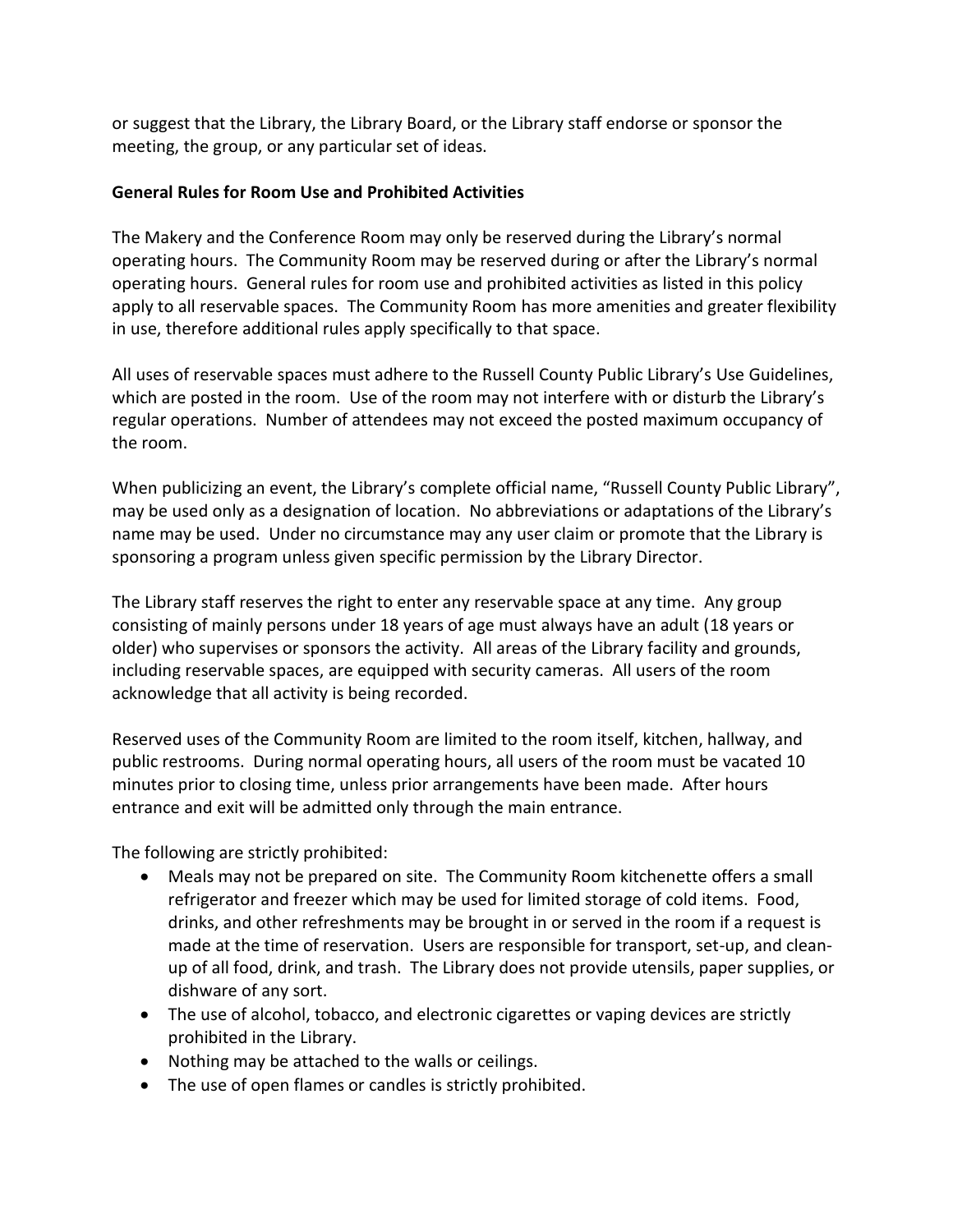or suggest that the Library, the Library Board, or the Library staff endorse or sponsor the meeting, the group, or any particular set of ideas.

**General Rules for Room Use and Prohibited Activities**

The Makery and the Conference Room may only be reserved during the Library's normal operating hours. The Community Room may be reserved during or after the Library's normal operating hours. General rules for room use and prohibited activities as listed in this policy apply to all reservable spaces. The Community Room has more amenities and greater flexibility in use, therefore additional rules apply specifically to that space.

All uses of reservable spaces must adhere to the Russell County Public Library's Use Guidelines, which are posted in the room. Use of the room may not interfere with or disturb the Library's regular operations. Number of attendees may not exceed the posted maximum occupancy of the room.

When publicizing an event, the Library's complete official name, "Russell County Public Library", may be used only as a designation of location. No abbreviations or adaptations of the Library's name may be used. Under no circumstance may any user claim or promote that the Library is sponsoring a program unless given specific permission by the Library Director.

The Library staff reserves the right to enter any reservable space at any time. Any group consisting of mainly persons under 18 years of age must always have an adult (18 years or older) who supervises or sponsors the activity. All areas of the Library facility and grounds, including reservable spaces, are equipped with security cameras. All users of the room acknowledge that all activity is being recorded.

Reserved uses of the Community Room are limited to the room itself, kitchen, hallway, and public restrooms. During normal operating hours, all users of the room must be vacated 10 minutes prior to closing time, unless prior arrangements have been made. After hours entrance and exit will be admitted only through the main entrance.

The following are strictly prohibited:

- Meals may not be prepared on site. The Community Room kitchenette offers a small refrigerator and freezer which may be used for limited storage of cold items. Food, drinks, and other refreshments may be brought in or served in the room if a request is made at the time of reservation. Users are responsible for transport, set-up, and clean-up of all food, drink, and trash. The Library does not provide utensils, paper supplies, or dishware of any sort.
- The use of alcohol, tobacco, and electronic cigarettes or vaping devices are strictly prohibited in the Library.
- Nothing may be attached to the walls or ceilings.
- The use of open flames or candles is strictly prohibited.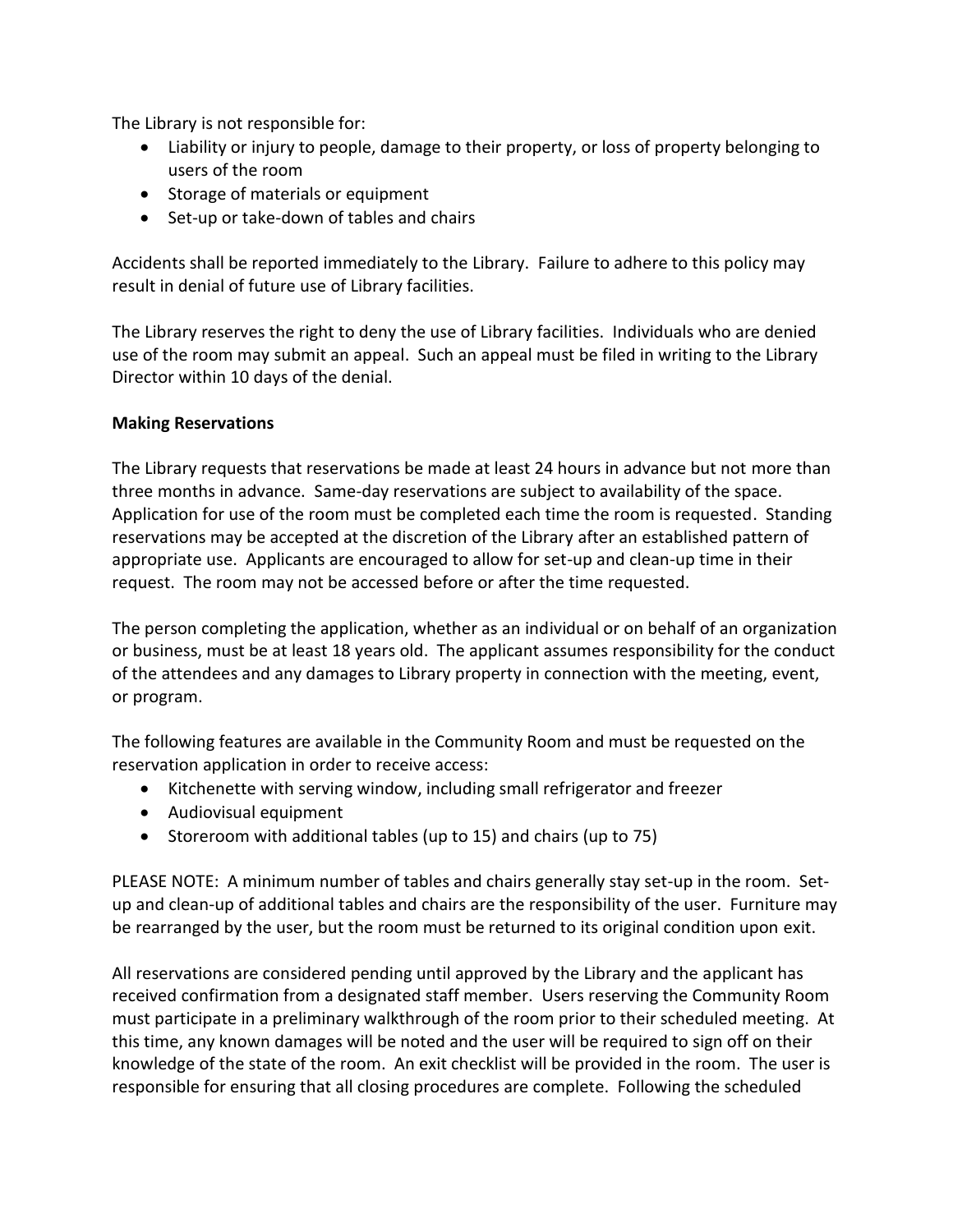The Library is not responsible for:

- Liability or injury to people, damage to their property, or loss of property belonging to users of the room
- Storage of materials or equipment
- Set-up or take-down of tables and chairs

Accidents shall be reported immediately to the Library. Failure to adhere to this policy may result in denial of future use of Library facilities.

The Library reserves the right to deny the use of Library facilities. Individuals who are denied use of the room may submit an appeal. Such an appeal must be filed in writing to the Library Director within 10 days of the denial.

**Making Reservations**

The Library requests that reservations be made at least 24 hours in advance but not more than three months in advance. Same-day reservations are subject to availability of the space. Application for use of the room must be completed each time the room is requested. Standing reservations may be accepted at the discretion of the Library after an established pattern of appropriate use. Applicants are encouraged to allow for set-up and clean-up time in their request. The room may not be accessed before or after the time requested.

The person completing the application, whether as an individual or on behalf of an organization or business, must be at least 18 years old. The applicant assumes responsibility for the conduct of the attendees and any damages to Library property in connection with the meeting, event, or program.

The following features are available in the Community Room and must be requested on the reservation application in order to receive access:

- Kitchenette with serving window, including small refrigerator and freezer
- Audiovisual equipment
- Storeroom with additional tables (up to 15) and chairs (up to 75)

PLEASE NOTE: A minimum number of tables and chairs generally stay set-up in the room. Set-up and clean-up of additional tables and chairs are the responsibility of the user. Furniture may be rearranged by the user, but the room must be returned to its original condition upon exit.

All reservations are considered pending until approved by the Library and the applicant has received confirmation from a designated staff member. Users reserving the Community Room must participate in a preliminary walkthrough of the room prior to their scheduled meeting. At this time, any known damages will be noted and the user will be required to sign off on their knowledge of the state of the room. An exit checklist will be provided in the room. The user is responsible for ensuring that all closing procedures are complete. Following the scheduled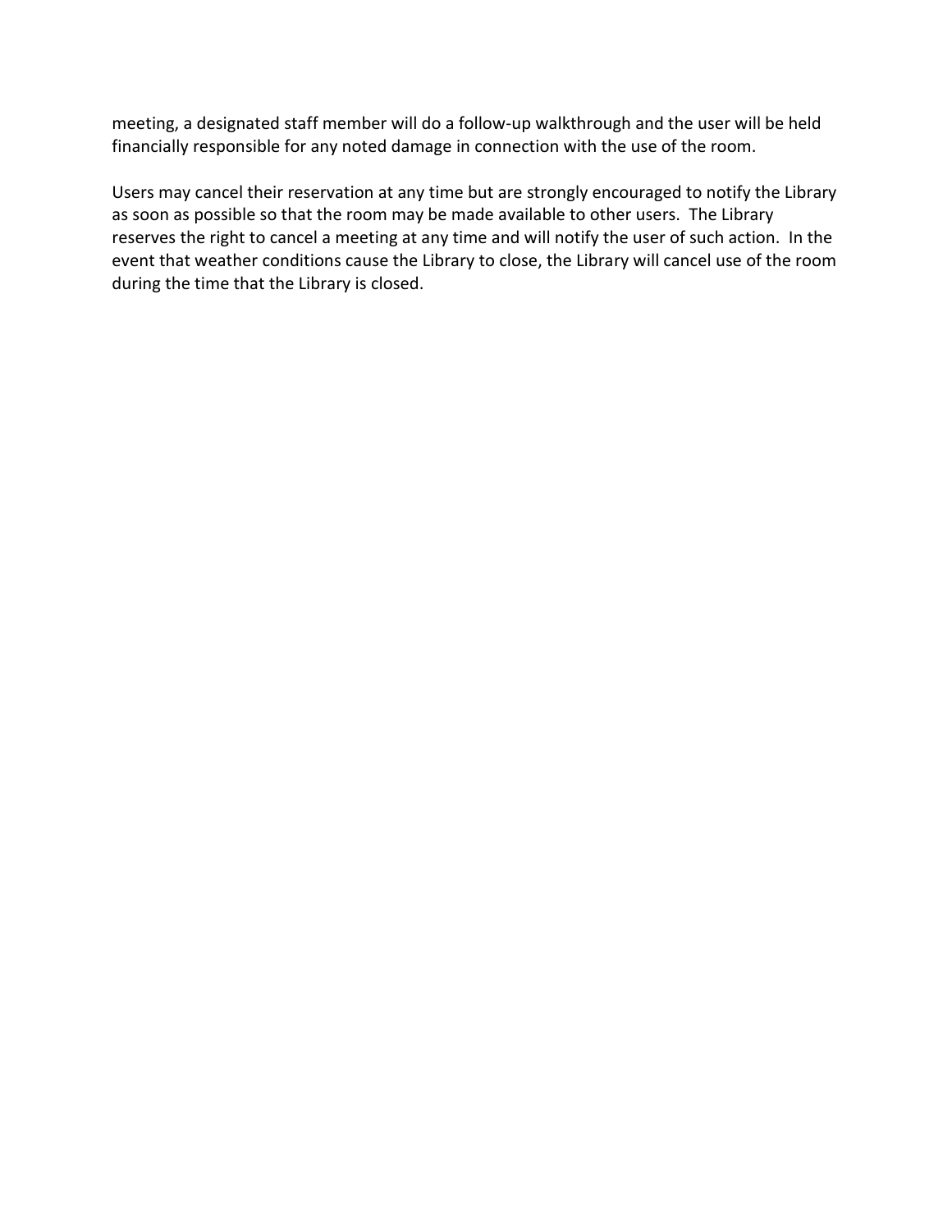meeting, a designated staff member will do a follow-up walkthrough and the user will be held financially responsible for any noted damage in connection with the use of the room.

Users may cancel their reservation at any time but are strongly encouraged to notify the Library as soon as possible so that the room may be made available to other users. The Library reserves the right to cancel a meeting at any time and will notify the user of such action. In the event that weather conditions cause the Library to close, the Library will cancel use of the room during the time that the Library is closed.